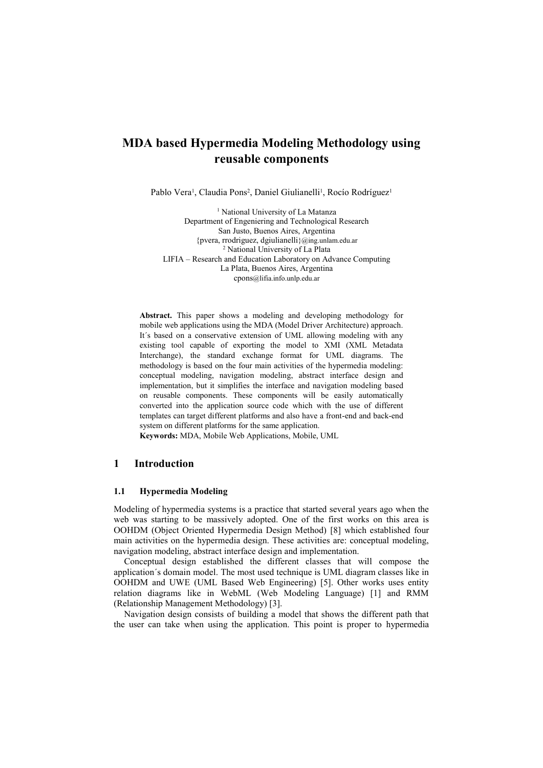# MDA based Hypermedia Modeling Methodology using reusable components

Pablo Vera[1], Claudia Pons[2], Daniel Giulianelli[1], Rocío Rodríguez[1]

[1] National University of La Matanza
Department of Engeniering and Technological Research
San Justo, Buenos Aires, Argentina
{pvera, rrodriguez, dgiulianelli}@ing.unlam.edu.ar
[2] National University of La Plata
LIFIA – Research and Education Laboratory on Advance Computing
La Plata, Buenos Aires, Argentina
cpons@lifia.info.unlp.edu.ar

**Abstract.** This paper shows a modeling and developing methodology for mobile web applications using the MDA (Model Driver Architecture) approach. It´s based on a conservative extension of UML allowing modeling with any existing tool capable of exporting the model to XMI (XML Metadata Interchange), the standard exchange format for UML diagrams. The methodology is based on the four main activities of the hypermedia modeling: conceptual modeling, navigation modeling, abstract interface design and implementation, but it simplifies the interface and navigation modeling based on reusable components. These components will be easily automatically converted into the application source code which with the use of different templates can target different platforms and also have a front-end and back-end system on different platforms for the same application.

**Keywords:** MDA, Mobile Web Applications, Mobile, UML

## 1 Introduction

### 1.1 Hypermedia Modeling

Modeling of hypermedia systems is a practice that started several years ago when the web was starting to be massively adopted. One of the first works on this area is OOHDM (Object Oriented Hypermedia Design Method) [8] which established four main activities on the hypermedia design. These activities are: conceptual modeling, navigation modeling, abstract interface design and implementation.

Conceptual design established the different classes that will compose the application´s domain model. The most used technique is UML diagram classes like in OOHDM and UWE (UML Based Web Engineering) [5]. Other works uses entity relation diagrams like in WebML (Web Modeling Language) [1] and RMM (Relationship Management Methodology) [3].

Navigation design consists of building a model that shows the different path that the user can take when using the application. This point is proper to hypermedia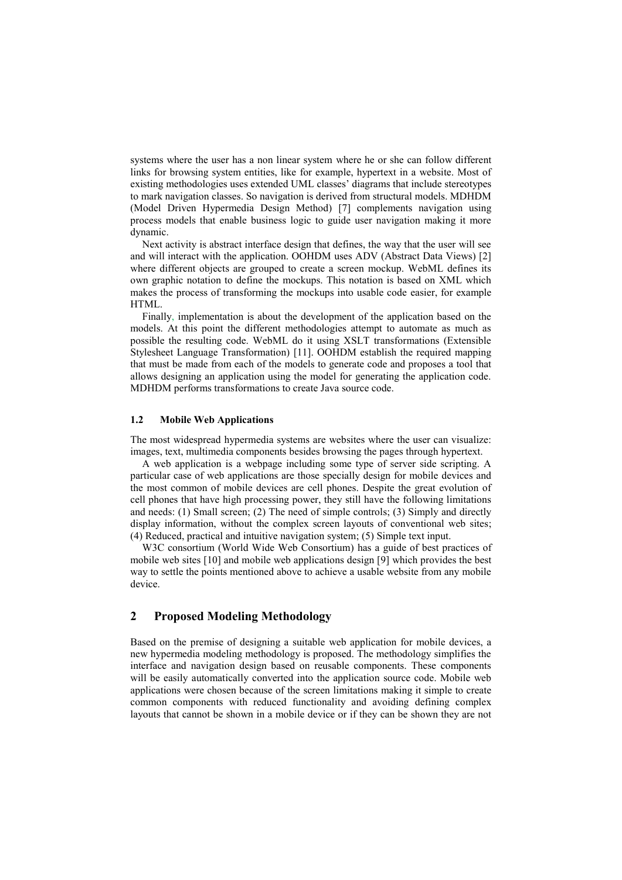systems where the user has a non linear system where he or she can follow different links for browsing system entities, like for example, hypertext in a website. Most of existing methodologies uses extended UML classes' diagrams that include stereotypes to mark navigation classes. So navigation is derived from structural models. MDHDM (Model Driven Hypermedia Design Method) [7] complements navigation using process models that enable business logic to guide user navigation making it more dynamic.

Next activity is abstract interface design that defines, the way that the user will see and will interact with the application. OOHDM uses ADV (Abstract Data Views) [2] where different objects are grouped to create a screen mockup. WebML defines its own graphic notation to define the mockups. This notation is based on XML which makes the process of transforming the mockups into usable code easier, for example HTML.

Finally, implementation is about the development of the application based on the models. At this point the different methodologies attempt to automate as much as possible the resulting code. WebML do it using XSLT transformations (Extensible Stylesheet Language Transformation) [11]. OOHDM establish the required mapping that must be made from each of the models to generate code and proposes a tool that allows designing an application using the model for generating the application code. MDHDM performs transformations to create Java source code.

### 1.2 Mobile Web Applications

The most widespread hypermedia systems are websites where the user can visualize: images, text, multimedia components besides browsing the pages through hypertext.

A web application is a webpage including some type of server side scripting. A particular case of web applications are those specially design for mobile devices and the most common of mobile devices are cell phones. Despite the great evolution of cell phones that have high processing power, they still have the following limitations and needs: (1) Small screen; (2) The need of simple controls; (3) Simply and directly display information, without the complex screen layouts of conventional web sites; (4) Reduced, practical and intuitive navigation system; (5) Simple text input.

W3C consortium (World Wide Web Consortium) has a guide of best practices of mobile web sites [10] and mobile web applications design [9] which provides the best way to settle the points mentioned above to achieve a usable website from any mobile device.

## 2 Proposed Modeling Methodology

Based on the premise of designing a suitable web application for mobile devices, a new hypermedia modeling methodology is proposed. The methodology simplifies the interface and navigation design based on reusable components. These components will be easily automatically converted into the application source code. Mobile web applications were chosen because of the screen limitations making it simple to create common components with reduced functionality and avoiding defining complex layouts that cannot be shown in a mobile device or if they can be shown they are not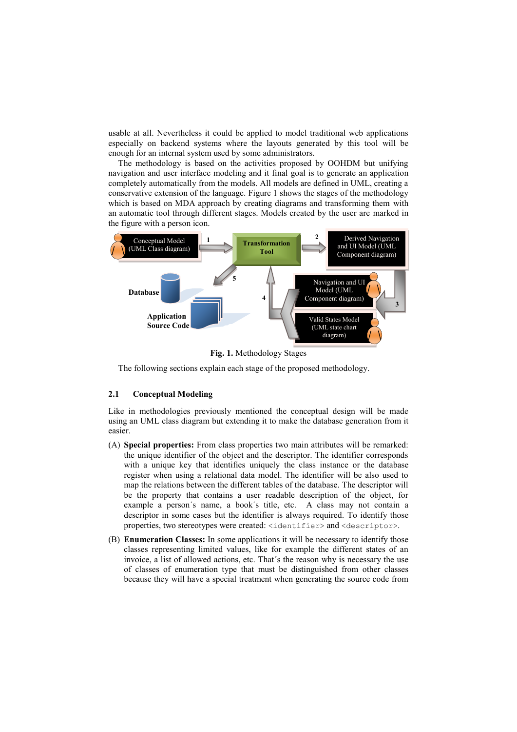usable at all. Nevertheless it could be applied to model traditional web applications especially on backend systems where the layouts generated by this tool will be enough for an internal system used by some administrators.

The methodology is based on the activities proposed by OOHDM but unifying navigation and user interface modeling and it final goal is to generate an application completely automatically from the models. All models are defined in UML, creating a conservative extension of the language. Figure 1 shows the stages of the methodology which is based on MDA approach by creating diagrams and transforming them with an automatic tool through different stages. Models created by the user are marked in the figure with a person icon.

Conceptual Model (UML Class diagram) — 1 → Transformation Tool — 2 → Derived Navigation and UI Model (UML Component diagram) — 3 → Navigation and UI Model (UML Component diagram), Valid States Model (UML state chart diagram) — 4 → Transformation Tool — 5 → Database, Application Source Code

**Fig. 1.** Methodology Stages

The following sections explain each stage of the proposed methodology.

## 2.1 Conceptual Modeling

Like in methodologies previously mentioned the conceptual design will be made using an UML class diagram but extending it to make the database generation from it easier.

(A) **Special properties:** From class properties two main attributes will be remarked: the unique identifier of the object and the descriptor. The identifier corresponds with a unique key that identifies uniquely the class instance or the database register when using a relational data model. The identifier will be also used to map the relations between the different tables of the database. The descriptor will be the property that contains a user readable description of the object, for example a person´s name, a book´s title, etc. A class may not contain a descriptor in some cases but the identifier is always required. To identify those properties, two stereotypes were created: `<identifier>` and `<descriptor>`.

(B) **Enumeration Classes:** In some applications it will be necessary to identify those classes representing limited values, like for example the different states of an invoice, a list of allowed actions, etc. That´s the reason why is necessary the use of classes of enumeration type that must be distinguished from other classes because they will have a special treatment when generating the source code from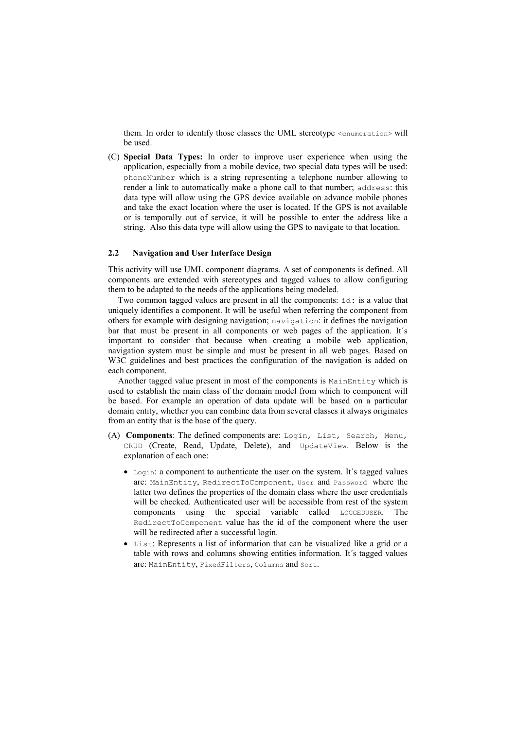them. In order to identify those classes the UML stereotype `<enumeration>` will be used.

(C) **Special Data Types:** In order to improve user experience when using the application, especially from a mobile device, two special data types will be used: `phoneNumber` which is a string representing a telephone number allowing to render a link to automatically make a phone call to that number; `address`: this data type will allow using the GPS device available on advance mobile phones and take the exact location where the user is located. If the GPS is not available or is temporally out of service, it will be possible to enter the address like a string. Also this data type will allow using the GPS to navigate to that location.

### 2.2 Navigation and User Interface Design

This activity will use UML component diagrams. A set of components is defined. All components are extended with stereotypes and tagged values to allow configuring them to be adapted to the needs of the applications being modeled.

Two common tagged values are present in all the components: `id`**:** is a value that uniquely identifies a component. It will be useful when referring the component from others for example with designing navigation; `navigation`: it defines the navigation bar that must be present in all components or web pages of the application. It´s important to consider that because when creating a mobile web application, navigation system must be simple and must be present in all web pages. Based on W3C guidelines and best practices the configuration of the navigation is added on each component.

Another tagged value present in most of the components is `MainEntity` which is used to establish the main class of the domain model from which to component will be based. For example an operation of data update will be based on a particular domain entity, whether you can combine data from several classes it always originates from an entity that is the base of the query.

(A) **Components**: The defined components are: `Login`, `List`, `Search`, `Menu`, `CRUD` (Create, Read, Update, Delete), and `UpdateView`. Below is the explanation of each one:

- `Login`: a component to authenticate the user on the system. It´s tagged values are: `MainEntity`, `RedirectToComponent`, `User` and `Password` where the latter two defines the properties of the domain class where the user credentials will be checked. Authenticated user will be accessible from rest of the system components using the special variable called `LOGGEDUSER`. The `RedirectToComponent` value has the id of the component where the user will be redirected after a successful login.
- `List`: Represents a list of information that can be visualized like a grid or a table with rows and columns showing entities information. It´s tagged values are: `MainEntity`, `FixedFilters`, `Columns` and `Sort`.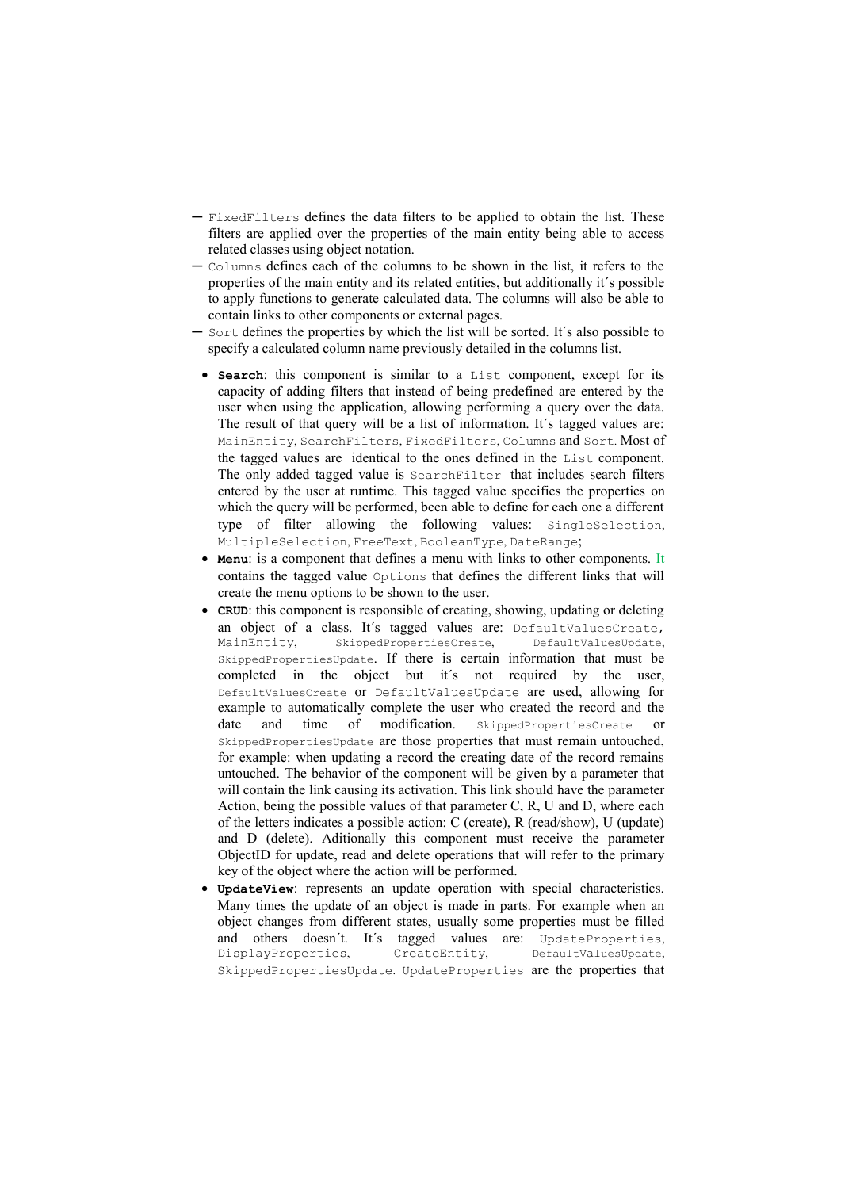- `FixedFilters` defines the data filters to be applied to obtain the list. These filters are applied over the properties of the main entity being able to access related classes using object notation.
- `Columns` defines each of the columns to be shown in the list, it refers to the properties of the main entity and its related entities, but additionally it´s possible to apply functions to generate calculated data. The columns will also be able to contain links to other components or external pages.
- `Sort` defines the properties by which the list will be sorted. It´s also possible to specify a calculated column name previously detailed in the columns list.

- **`Search`**: this component is similar to a `List` component, except for its capacity of adding filters that instead of being predefined are entered by the user when using the application, allowing performing a query over the data. The result of that query will be a list of information. It´s tagged values are: `MainEntity`, `SearchFilters`, `FixedFilters`, `Columns` and `Sort`. Most of the tagged values are identical to the ones defined in the `List` component. The only added tagged value is `SearchFilter` that includes search filters entered by the user at runtime. This tagged value specifies the properties on which the query will be performed, been able to define for each one a different type of filter allowing the following values: `SingleSelection`, `MultipleSelection`, `FreeText`, `BooleanType`, `DateRange`;
- **`Menu`**: is a component that defines a menu with links to other components. It contains the tagged value `Options` that defines the different links that will create the menu options to be shown to the user.
- **`CRUD`**: this component is responsible of creating, showing, updating or deleting an object of a class. It´s tagged values are: `DefaultValuesCreate`, `MainEntity`, `SkippedPropertiesCreate`, `DefaultValuesUpdate`, `SkippedPropertiesUpdate`. If there is certain information that must be completed in the object but it´s not required by the user, `DefaultValuesCreate` or `DefaultValuesUpdate` are used, allowing for example to automatically complete the user who created the record and the date and time of modification. `SkippedPropertiesCreate` or `SkippedPropertiesUpdate` are those properties that must remain untouched, for example: when updating a record the creating date of the record remains untouched. The behavior of the component will be given by a parameter that will contain the link causing its activation. This link should have the parameter Action, being the possible values of that parameter C, R, U and D, where each of the letters indicates a possible action: C (create), R (read/show), U (update) and D (delete). Aditionally this component must receive the parameter ObjectID for update, read and delete operations that will refer to the primary key of the object where the action will be performed.
- **`UpdateView`**: represents an update operation with special characteristics. Many times the update of an object is made in parts. For example when an object changes from different states, usually some properties must be filled and others doesn´t. It´s tagged values are: `UpdateProperties`, `DisplayProperties`, `CreateEntity`, `DefaultValuesUpdate`, `SkippedPropertiesUpdate`. `UpdateProperties` are the properties that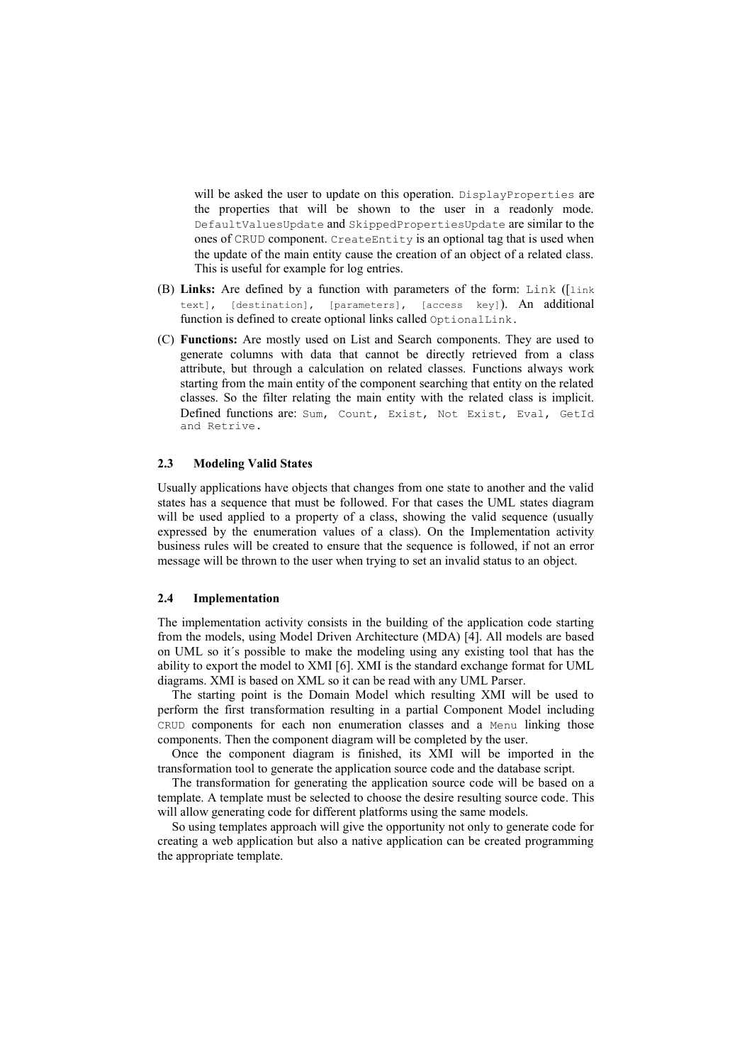will be asked the user to update on this operation. `DisplayProperties` are the properties that will be shown to the user in a readonly mode. `DefaultValuesUpdate` and `SkippedPropertiesUpdate` are similar to the ones of `CRUD` component. `CreateEntity` is an optional tag that is used when the update of the main entity cause the creation of an object of a related class. This is useful for example for log entries.

(B) **Links:** Are defined by a function with parameters of the form: `Link ([link text], [destination], [parameters], [access key])`. An additional function is defined to create optional links called `OptionalLink`.

(C) **Functions:** Are mostly used on List and Search components. They are used to generate columns with data that cannot be directly retrieved from a class attribute, but through a calculation on related classes. Functions always work starting from the main entity of the component searching that entity on the related classes. So the filter relating the main entity with the related class is implicit. Defined functions are: `Sum, Count, Exist, Not Exist, Eval, GetId and Retrive.`

### 2.3 Modeling Valid States

Usually applications have objects that changes from one state to another and the valid states has a sequence that must be followed. For that cases the UML states diagram will be used applied to a property of a class, showing the valid sequence (usually expressed by the enumeration values of a class). On the Implementation activity business rules will be created to ensure that the sequence is followed, if not an error message will be thrown to the user when trying to set an invalid status to an object.

### 2.4 Implementation

The implementation activity consists in the building of the application code starting from the models, using Model Driven Architecture (MDA) [4]. All models are based on UML so it´s possible to make the modeling using any existing tool that has the ability to export the model to XMI [6]. XMI is the standard exchange format for UML diagrams. XMI is based on XML so it can be read with any UML Parser.

The starting point is the Domain Model which resulting XMI will be used to perform the first transformation resulting in a partial Component Model including `CRUD` components for each non enumeration classes and a `Menu` linking those components. Then the component diagram will be completed by the user.

Once the component diagram is finished, its XMI will be imported in the transformation tool to generate the application source code and the database script.

The transformation for generating the application source code will be based on a template. A template must be selected to choose the desire resulting source code. This will allow generating code for different platforms using the same models.

So using templates approach will give the opportunity not only to generate code for creating a web application but also a native application can be created programming the appropriate template.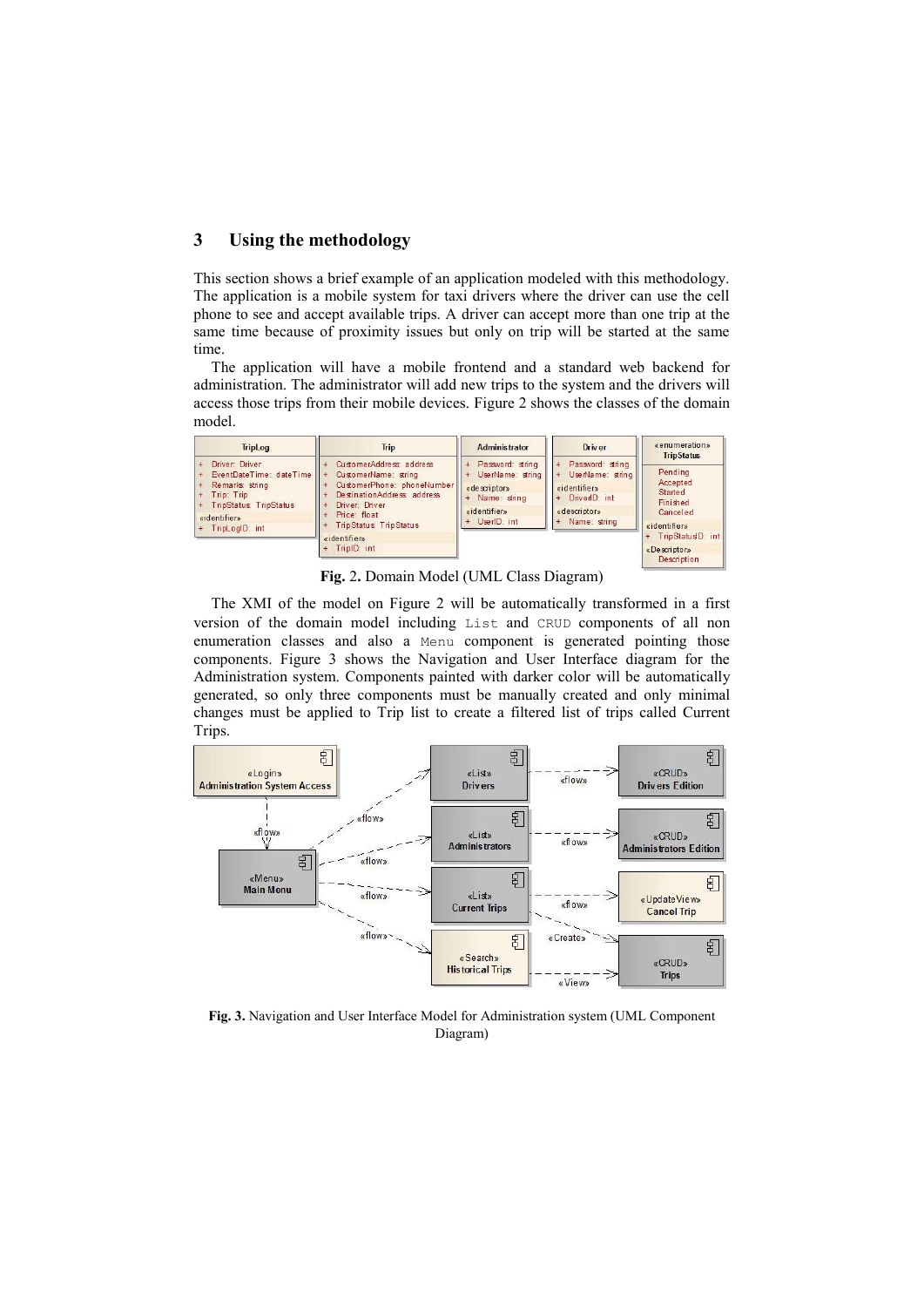## 3 Using the methodology

This section shows a brief example of an application modeled with this methodology. The application is a mobile system for taxi drivers where the driver can use the cell phone to see and accept available trips. A driver can accept more than one trip at the same time because of proximity issues but only on trip will be started at the same time.

The application will have a mobile frontend and a standard web backend for administration. The administrator will add new trips to the system and the drivers will access those trips from their mobile devices. Figure 2 shows the classes of the domain model.

**Fig. 2.** Domain Model (UML Class Diagram)

The XMI of the model on Figure 2 will be automatically transformed in a first version of the domain model including `List` and `CRUD` components of all non enumeration classes and also a `Menu` component is generated pointing those components. Figure 3 shows the Navigation and User Interface diagram for the Administration system. Components painted with darker color will be automatically generated, so only three components must be manually created and only minimal changes must be applied to Trip list to create a filtered list of trips called Current Trips.

**Fig. 3.** Navigation and User Interface Model for Administration system (UML Component Diagram)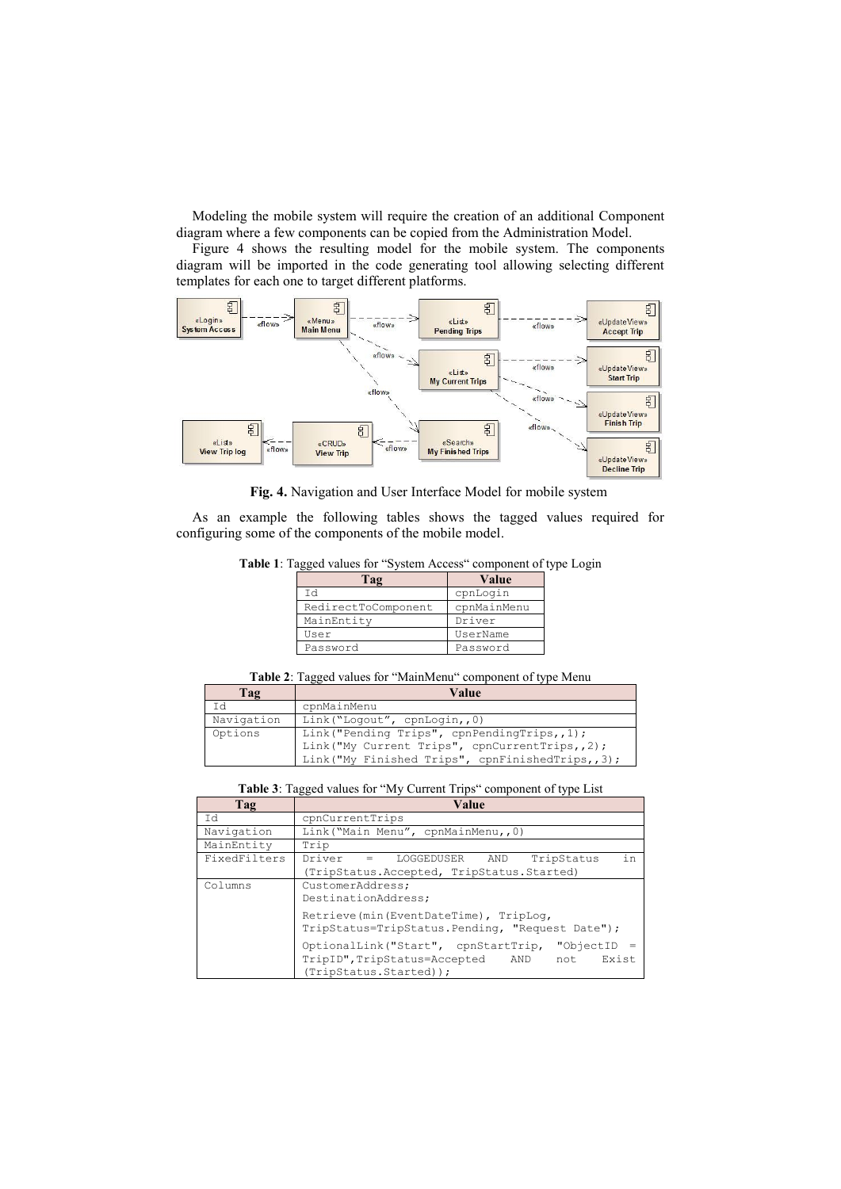Modeling the mobile system will require the creation of an additional Component diagram where a few components can be copied from the Administration Model.

Figure 4 shows the resulting model for the mobile system. The components diagram will be imported in the code generating tool allowing selecting different templates for each one to target different platforms.

**Fig. 4.** Navigation and User Interface Model for mobile system

As an example the following tables shows the tagged values required for configuring some of the components of the mobile model.

**Table 1**: Tagged values for "System Access" component of type Login

| Tag | Value |
|---|---|
| Id | cpnLogin |
| RedirectToComponent | cpnMainMenu |
| MainEntity | Driver |
| User | UserName |
| Password | Password |

**Table 2**: Tagged values for "MainMenu" component of type Menu

| Tag | Value |
|---|---|
| Id | cpnMainMenu |
| Navigation | Link("Logout", cpnLogin,,0) |
| Options | Link("Pending Trips", cpnPendingTrips,,1); Link("My Current Trips", cpnCurrentTrips,,2); Link("My Finished Trips", cpnFinishedTrips,,3); |

**Table 3**: Tagged values for "My Current Trips" component of type List

| Tag | Value |
|---|---|
| Id | cpnCurrentTrips |
| Navigation | Link("Main Menu", cpnMainMenu,,0) |
| MainEntity | Trip |
| FixedFilters | Driver = LOGGEDUSER AND TripStatus in (TripStatus.Accepted, TripStatus.Started) |
| Columns | CustomerAddress; DestinationAddress; Retrieve(min(EventDateTime), TripLog, TripStatus=TripStatus.Pending, "Request Date"); OptionalLink("Start", cpnStartTrip, "ObjectID = TripID",TripStatus=Accepted AND not Exist (TripStatus.Started)); |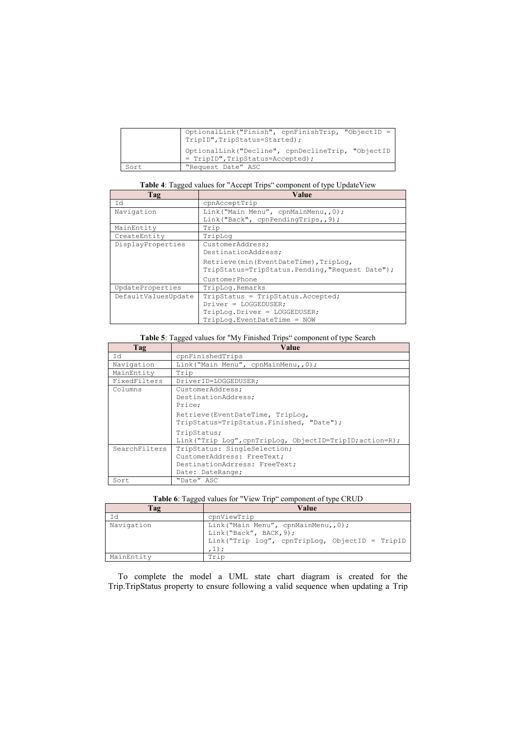|  | OptionalLink("Finish", cpnFinishTrip, "ObjectID = TripID",TripStatus=Started);<br>OptionalLink("Decline", cpnDeclineTrip, "ObjectID = TripID",TripStatus=Accepted); |
| --- | --- |
| Sort | "Request Date" ASC |

**Table 4**: Tagged values for "Accept Trips" component of type UpdateView

| Tag | Value |
| --- | --- |
| Id | cpnAcceptTrip |
| Navigation | Link("Main Menu", cpnMainMenu,,0);<br>Link("Back", cpnPendingTrips,,9); |
| MainEntity | Trip |
| CreateEntity | TripLog |
| DisplayProperties | CustomerAddress;<br>DestinationAddress;<br>Retrieve(min(EventDateTime),TripLog, TripStatus=TripStatus.Pending,"Request Date");<br>CustomerPhone |
| UpdateProperties | TripLog.Remarks |
| DefaultValuesUpdate | TripStatus = TripStatus.Accepted;<br>Driver = LOGGEDUSER;<br>TripLog.Driver = LOGGEDUSER;<br>TripLog.EventDateTime = NOW |

**Table 5**: Tagged values for "My Finished Trips" component of type Search

| Tag | Value |
| --- | --- |
| Id | cpnFinishedTrips |
| Navigation | Link("Main Menu", cpnMainMenu,,0); |
| MainEntity | Trip |
| FixedFilters | DriverID=LOGGEDUSER; |
| Columns | CustomerAddress;<br>DestinationAddress;<br>Price;<br>Retrieve(EventDateTime, TripLog, TripStatus=TripStatus.Finished, "Date");<br>TripStatus;<br>Link("Trip Log",cpnTripLog, ObjectID=TripID;action=R); |
| SearchFilters | TripStatus: SingleSelection;<br>CustomerAddress: FreeText;<br>DestinationAdrress: FreeText;<br>Date: DateRange; |
| Sort | "Date" ASC |

**Table 6**: Tagged values for "View Trip" component of type CRUD

| Tag | Value |
| --- | --- |
| Id | cpnViewTrip |
| Navigation | Link("Main Menu", cpnMainMenu,,0);<br>Link("Back", BACK,9);<br>Link("Trip log", cpnTripLog, ObjectID = TripID ,1); |
| MainEntity | Trip |

To complete the model a UML state chart diagram is created for the Trip.TripStatus property to ensure following a valid sequence when updating a Trip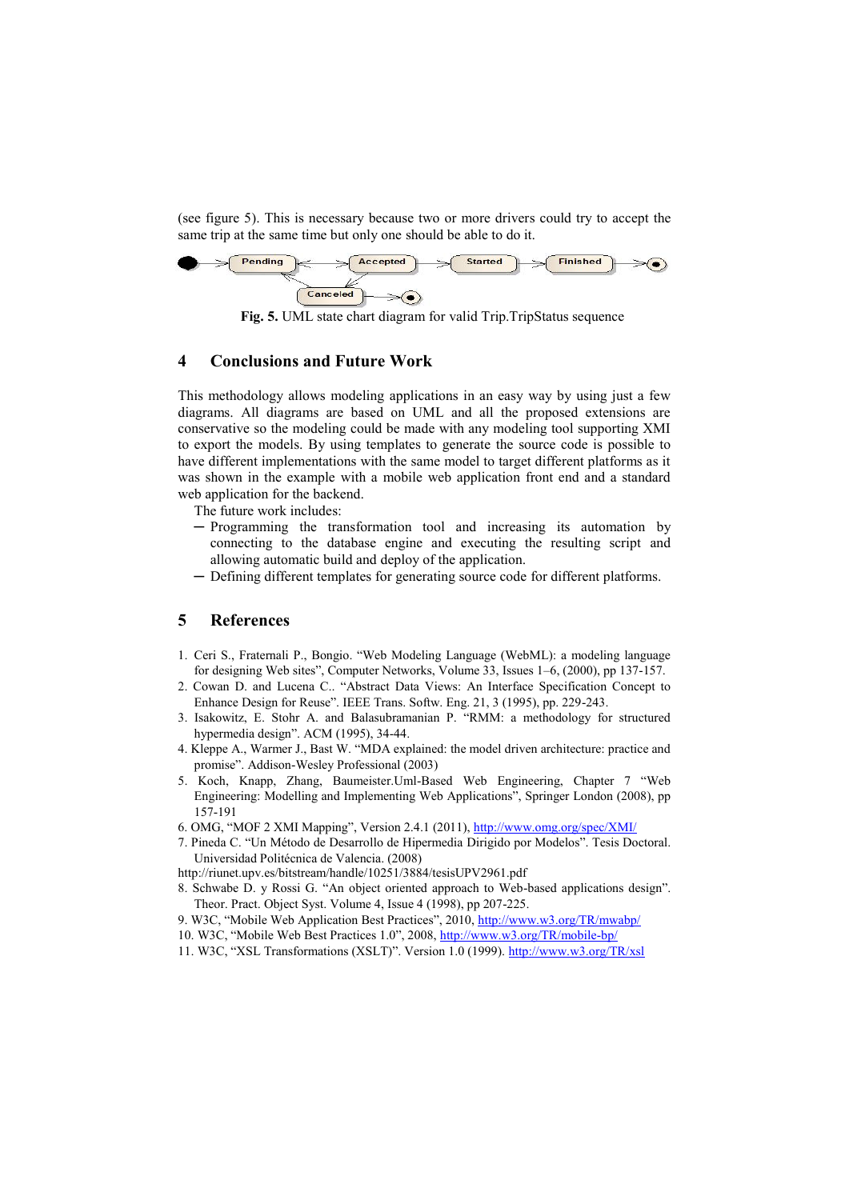(see figure 5). This is necessary because two or more drivers could try to accept the same trip at the same time but only one should be able to do it.

Pending

Accepted

Started

Finished

Canceled

**Fig. 5.** UML state chart diagram for valid Trip.TripStatus sequence

## 4 Conclusions and Future Work

This methodology allows modeling applications in an easy way by using just a few diagrams. All diagrams are based on UML and all the proposed extensions are conservative so the modeling could be made with any modeling tool supporting XMI to export the models. By using templates to generate the source code is possible to have different implementations with the same model to target different platforms as it was shown in the example with a mobile web application front end and a standard web application for the backend.

The future work includes:

- Programming the transformation tool and increasing its automation by connecting to the database engine and executing the resulting script and allowing automatic build and deploy of the application.
- Defining different templates for generating source code for different platforms.

## 5 References

1. Ceri S., Fraternali P., Bongio. "Web Modeling Language (WebML): a modeling language for designing Web sites", Computer Networks, Volume 33, Issues 1–6, (2000), pp 137-157.
2. Cowan D. and Lucena C.. "Abstract Data Views: An Interface Specification Concept to Enhance Design for Reuse". IEEE Trans. Softw. Eng. 21, 3 (1995), pp. 229-243.
3. Isakowitz, E. Stohr A. and Balasubramanian P. "RMM: a methodology for structured hypermedia design". ACM (1995), 34-44.
4. Kleppe A., Warmer J., Bast W. "MDA explained: the model driven architecture: practice and promise". Addison-Wesley Professional (2003)
5. Koch, Knapp, Zhang, Baumeister.Uml-Based Web Engineering, Chapter 7 "Web Engineering: Modelling and Implementing Web Applications", Springer London (2008), pp 157-191
6. OMG, "MOF 2 XMI Mapping", Version 2.4.1 (2011), http://www.omg.org/spec/XMI/
7. Pineda C. "Un Método de Desarrollo de Hipermedia Dirigido por Modelos". Tesis Doctoral. Universidad Politécnica de Valencia. (2008) http://riunet.upv.es/bitstream/handle/10251/3884/tesisUPV2961.pdf
8. Schwabe D. y Rossi G. "An object oriented approach to Web-based applications design". Theor. Pract. Object Syst. Volume 4, Issue 4 (1998), pp 207-225.
9. W3C, "Mobile Web Application Best Practices", 2010, http://www.w3.org/TR/mwabp/
10. W3C, "Mobile Web Best Practices 1.0", 2008, http://www.w3.org/TR/mobile-bp/
11. W3C, "XSL Transformations (XSLT)". Version 1.0 (1999). http://www.w3.org/TR/xsl